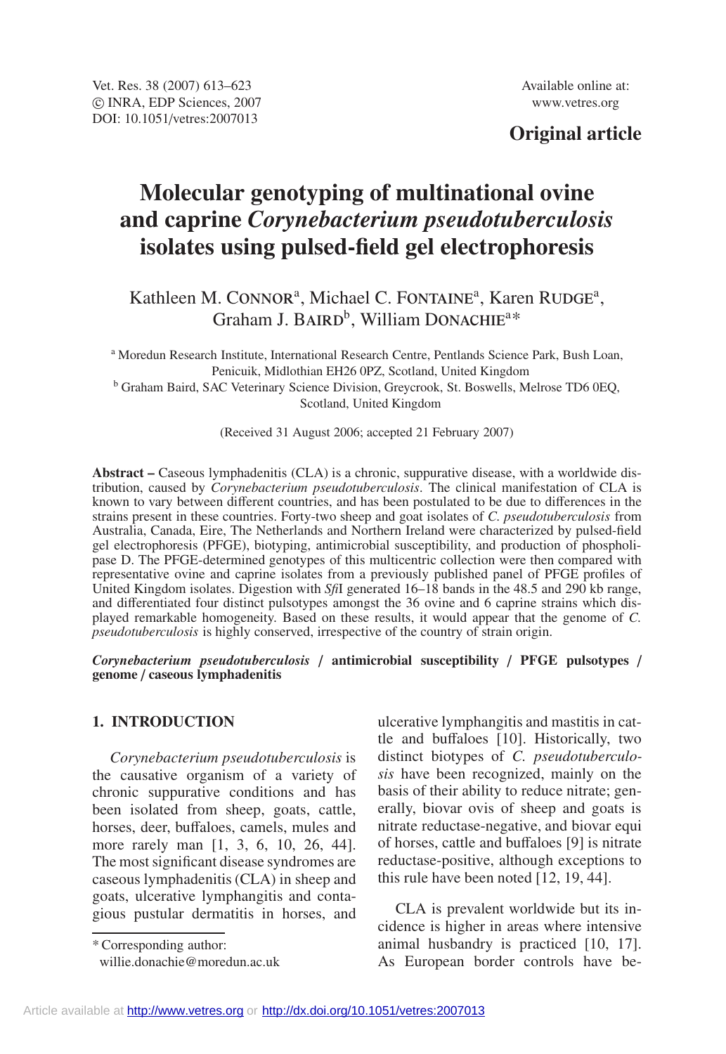Original article

# Molecular genotyping of multinational ovine and caprine *Corynebacterium pseudotuberculosis* isolates using pulsed-field gel electrophoresis

Kathleen M. Connor[a], Michael C. Fontaine[a], Karen Rudge[a], Graham J. Baird[b], William Donachie[a]*

[a] Moredun Research Institute, International Research Centre, Pentlands Science Park, Bush Loan, Penicuik, Midlothian EH26 0PZ, Scotland, United Kingdom

[b] Graham Baird, SAC Veterinary Science Division, Greycrook, St. Boswells, Melrose TD6 0EQ, Scotland, United Kingdom

(Received 31 August 2006; accepted 21 February 2007)

**Abstract –** Caseous lymphadenitis (CLA) is a chronic, suppurative disease, with a worldwide distribution, caused by *Corynebacterium pseudotuberculosis*. The clinical manifestation of CLA is known to vary between different countries, and has been postulated to be due to differences in the strains present in these countries. Forty-two sheep and goat isolates of *C. pseudotuberculosis* from Australia, Canada, Eire, The Netherlands and Northern Ireland were characterized by pulsed-field gel electrophoresis (PFGE), biotyping, antimicrobial susceptibility, and production of phospholipase D. The PFGE-determined genotypes of this multicentric collection were then compared with representative ovine and caprine isolates from a previously published panel of PFGE profiles of United Kingdom isolates. Digestion with *Sfi*I generated 16–18 bands in the 48.5 and 290 kb range, and differentiated four distinct pulsotypes amongst the 36 ovine and 6 caprine strains which displayed remarkable homogeneity. Based on these results, it would appear that the genome of *C. pseudotuberculosis* is highly conserved, irrespective of the country of strain origin.

***Corynebacterium pseudotuberculosis* / antimicrobial susceptibility / PFGE pulsotypes / genome / caseous lymphadenitis**

## 1. INTRODUCTION

*Corynebacterium pseudotuberculosis* is the causative organism of a variety of chronic suppurative conditions and has been isolated from sheep, goats, cattle, horses, deer, buffaloes, camels, mules and more rarely man [1, 3, 6, 10, 26, 44]. The most significant disease syndromes are caseous lymphadenitis (CLA) in sheep and goats, ulcerative lymphangitis and contagious pustular dermatitis in horses, and ulcerative lymphangitis and mastitis in cattle and buffaloes [10]. Historically, two distinct biotypes of *C. pseudotuberculosis* have been recognized, mainly on the basis of their ability to reduce nitrate; generally, biovar ovis of sheep and goats is nitrate reductase-negative, and biovar equi of horses, cattle and buffaloes [9] is nitrate reductase-positive, although exceptions to this rule have been noted [12, 19, 44].

CLA is prevalent worldwide but its incidence is higher in areas where intensive animal husbandry is practiced [10, 17]. As European border controls have be-

* Corresponding author: willie.donachie@moredun.ac.uk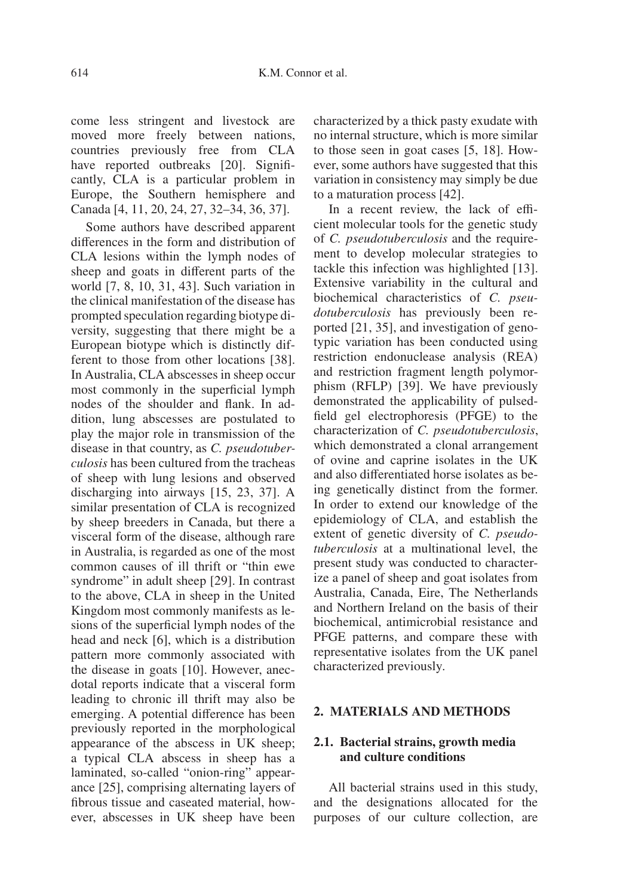come less stringent and livestock are moved more freely between nations, countries previously free from CLA have reported outbreaks [20]. Significantly, CLA is a particular problem in Europe, the Southern hemisphere and Canada [4, 11, 20, 24, 27, 32–34, 36, 37].

Some authors have described apparent differences in the form and distribution of CLA lesions within the lymph nodes of sheep and goats in different parts of the world [7, 8, 10, 31, 43]. Such variation in the clinical manifestation of the disease has prompted speculation regarding biotype diversity, suggesting that there might be a European biotype which is distinctly different to those from other locations [38]. In Australia, CLA abscesses in sheep occur most commonly in the superficial lymph nodes of the shoulder and flank. In addition, lung abscesses are postulated to play the major role in transmission of the disease in that country, as *C. pseudotuberculosis* has been cultured from the tracheas of sheep with lung lesions and observed discharging into airways [15, 23, 37]. A similar presentation of CLA is recognized by sheep breeders in Canada, but there a visceral form of the disease, although rare in Australia, is regarded as one of the most common causes of ill thrift or "thin ewe syndrome" in adult sheep [29]. In contrast to the above, CLA in sheep in the United Kingdom most commonly manifests as lesions of the superficial lymph nodes of the head and neck [6], which is a distribution pattern more commonly associated with the disease in goats [10]. However, anecdotal reports indicate that a visceral form leading to chronic ill thrift may also be emerging. A potential difference has been previously reported in the morphological appearance of the abscess in UK sheep; a typical CLA abscess in sheep has a laminated, so-called "onion-ring" appearance [25], comprising alternating layers of fibrous tissue and caseated material, however, abscesses in UK sheep have been characterized by a thick pasty exudate with no internal structure, which is more similar to those seen in goat cases [5, 18]. However, some authors have suggested that this variation in consistency may simply be due to a maturation process [42].

In a recent review, the lack of efficient molecular tools for the genetic study of *C. pseudotuberculosis* and the requirement to develop molecular strategies to tackle this infection was highlighted [13]. Extensive variability in the cultural and biochemical characteristics of *C. pseudotuberculosis* has previously been reported [21, 35], and investigation of genotypic variation has been conducted using restriction endonuclease analysis (REA) and restriction fragment length polymorphism (RFLP) [39]. We have previously demonstrated the applicability of pulsed-field gel electrophoresis (PFGE) to the characterization of *C. pseudotuberculosis*, which demonstrated a clonal arrangement of ovine and caprine isolates in the UK and also differentiated horse isolates as being genetically distinct from the former. In order to extend our knowledge of the epidemiology of CLA, and establish the extent of genetic diversity of *C. pseudotuberculosis* at a multinational level, the present study was conducted to characterize a panel of sheep and goat isolates from Australia, Canada, Eire, The Netherlands and Northern Ireland on the basis of their biochemical, antimicrobial resistance and PFGE patterns, and compare these with representative isolates from the UK panel characterized previously.

## 2. MATERIALS AND METHODS

### 2.1. Bacterial strains, growth media and culture conditions

All bacterial strains used in this study, and the designations allocated for the purposes of our culture collection, are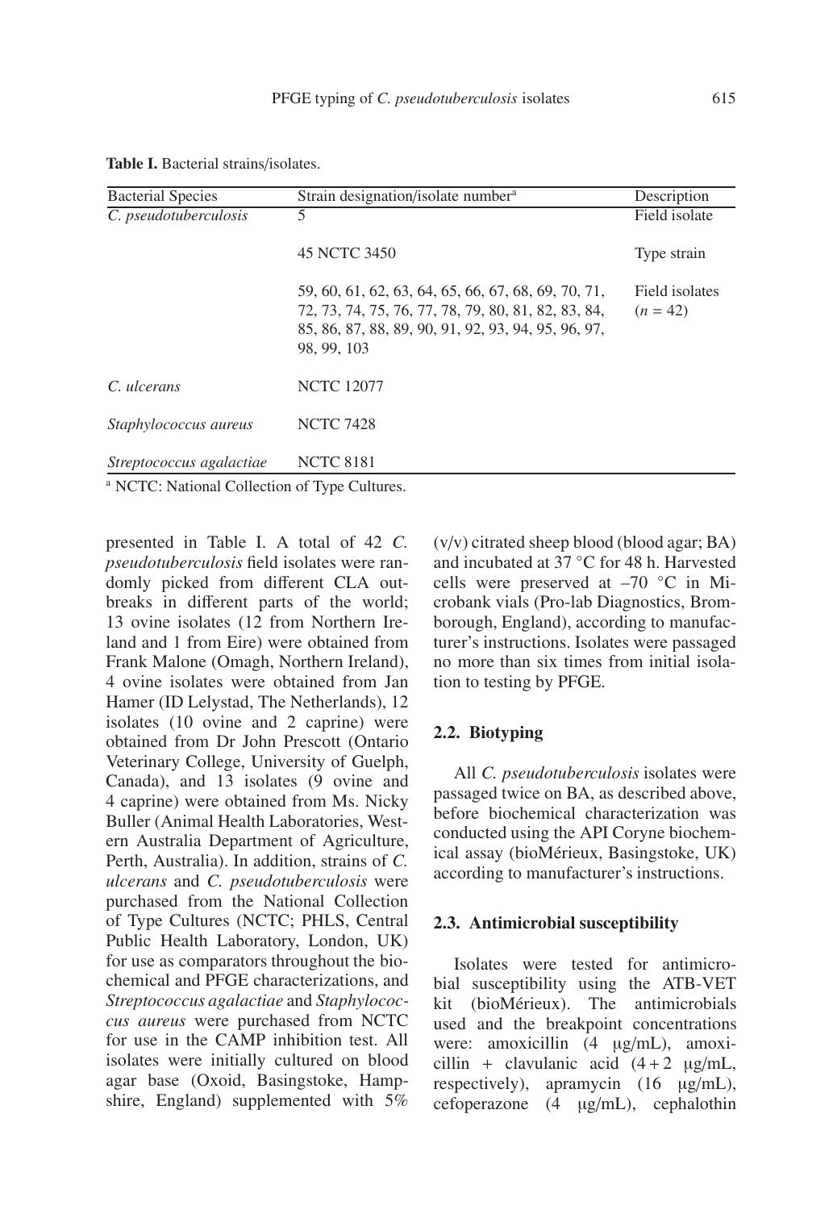**Table I.** Bacterial strains/isolates.

| Bacterial Species | Strain designation/isolate number[a] | Description |
|---|---|---|
| *C. pseudotuberculosis* | 5 | Field isolate |
| | 45 NCTC 3450 | Type strain |
| | 59, 60, 61, 62, 63, 64, 65, 66, 67, 68, 69, 70, 71, 72, 73, 74, 75, 76, 77, 78, 79, 80, 81, 82, 83, 84, 85, 86, 87, 88, 89, 90, 91, 92, 93, 94, 95, 96, 97, 98, 99, 103 | Field isolates ($n = 42$) |
| *C. ulcerans* | NCTC 12077 | |
| *Staphylococcus aureus* | NCTC 7428 | |
| *Streptococcus agalactiae* | NCTC 8181 | |

[a] NCTC: National Collection of Type Cultures.

presented in Table I. A total of 42 *C. pseudotuberculosis* field isolates were randomly picked from different CLA outbreaks in different parts of the world; 13 ovine isolates (12 from Northern Ireland and 1 from Eire) were obtained from Frank Malone (Omagh, Northern Ireland), 4 ovine isolates were obtained from Jan Hamer (ID Lelystad, The Netherlands), 12 isolates (10 ovine and 2 caprine) were obtained from Dr John Prescott (Ontario Veterinary College, University of Guelph, Canada), and 13 isolates (9 ovine and 4 caprine) were obtained from Ms. Nicky Buller (Animal Health Laboratories, Western Australia Department of Agriculture, Perth, Australia). In addition, strains of *C. ulcerans* and *C. pseudotuberculosis* were purchased from the National Collection of Type Cultures (NCTC; PHLS, Central Public Health Laboratory, London, UK) for use as comparators throughout the biochemical and PFGE characterizations, and *Streptococcus agalactiae* and *Staphylococcus aureus* were purchased from NCTC for use in the CAMP inhibition test. All isolates were initially cultured on blood agar base (Oxoid, Basingstoke, Hampshire, England) supplemented with 5% (v/v) citrated sheep blood (blood agar; BA) and incubated at 37 °C for 48 h. Harvested cells were preserved at –70 °C in Microbank vials (Pro-lab Diagnostics, Bromborough, England), according to manufacturer's instructions. Isolates were passaged no more than six times from initial isolation to testing by PFGE.

## 2.2. Biotyping

All *C. pseudotuberculosis* isolates were passaged twice on BA, as described above, before biochemical characterization was conducted using the API Coryne biochemical assay (bioMérieux, Basingstoke, UK) according to manufacturer's instructions.

## 2.3. Antimicrobial susceptibility

Isolates were tested for antimicrobial susceptibility using the ATB-VET kit (bioMérieux). The antimicrobials used and the breakpoint concentrations were: amoxicillin (4 μg/mL), amoxicillin + clavulanic acid (4 + 2 μg/mL, respectively), apramycin (16 μg/mL), cefoperazone (4 μg/mL), cephalothin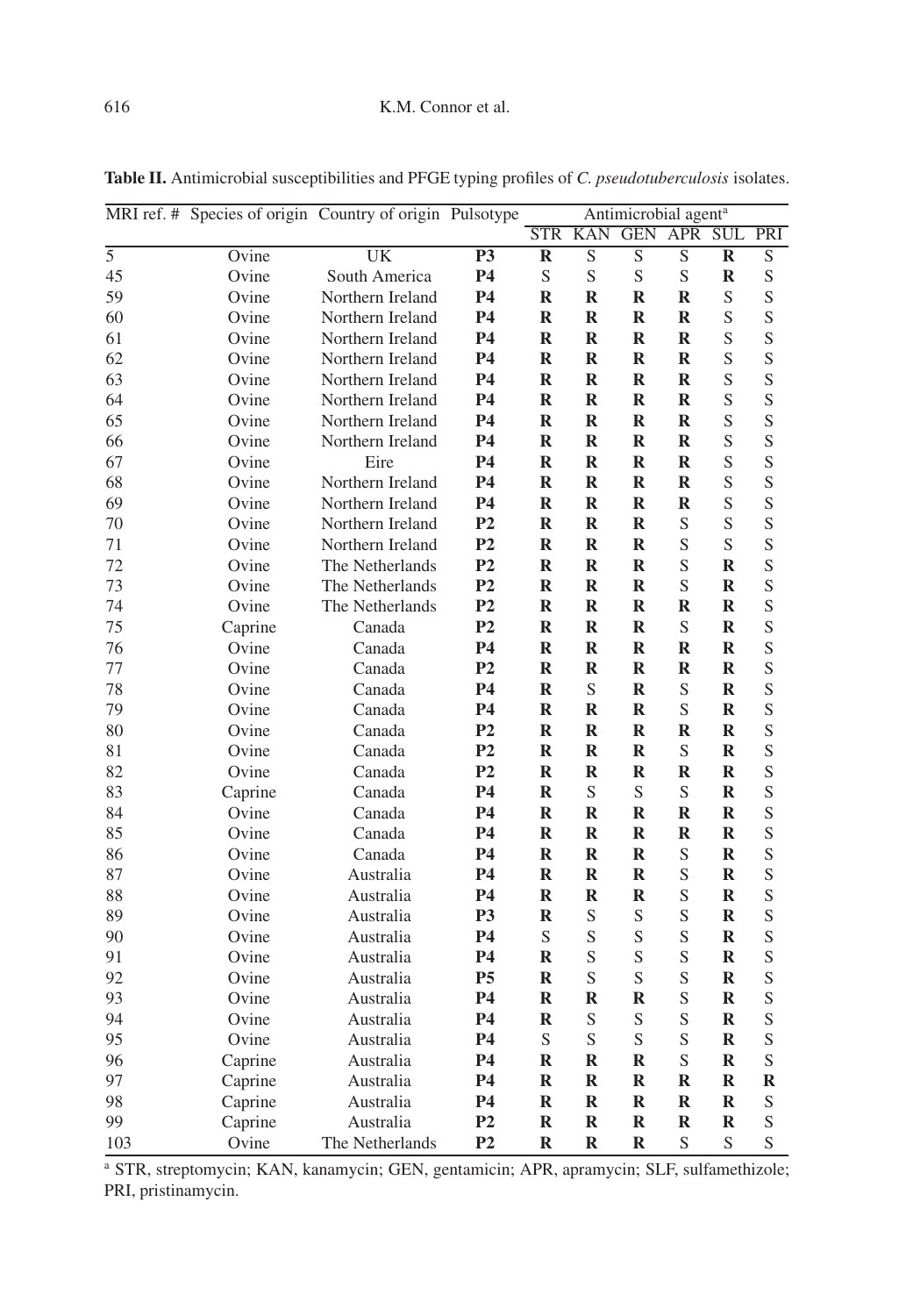**Table II.** Antimicrobial susceptibilities and PFGE typing profiles of *C. pseudotuberculosis* isolates.

| MRI ref. # | Species of origin | Country of origin | Pulsotype | Antimicrobial agent[a] | | | | | |
|---|---|---|---|---|---|---|---|---|---|
| | | | | STR | KAN | GEN | APR | SUL | PRI |
| 5 | Ovine | UK | **P3** | **R** | S | S | S | **R** | S |
| 45 | Ovine | South America | **P4** | S | S | S | S | **R** | S |
| 59 | Ovine | Northern Ireland | **P4** | **R** | **R** | **R** | **R** | S | S |
| 60 | Ovine | Northern Ireland | **P4** | **R** | **R** | **R** | **R** | S | S |
| 61 | Ovine | Northern Ireland | **P4** | **R** | **R** | **R** | **R** | S | S |
| 62 | Ovine | Northern Ireland | **P4** | **R** | **R** | **R** | **R** | S | S |
| 63 | Ovine | Northern Ireland | **P4** | **R** | **R** | **R** | **R** | S | S |
| 64 | Ovine | Northern Ireland | **P4** | **R** | **R** | **R** | **R** | S | S |
| 65 | Ovine | Northern Ireland | **P4** | **R** | **R** | **R** | **R** | S | S |
| 66 | Ovine | Northern Ireland | **P4** | **R** | **R** | **R** | **R** | S | S |
| 67 | Ovine | Eire | **P4** | **R** | **R** | **R** | **R** | S | S |
| 68 | Ovine | Northern Ireland | **P4** | **R** | **R** | **R** | **R** | S | S |
| 69 | Ovine | Northern Ireland | **P4** | **R** | **R** | **R** | **R** | S | S |
| 70 | Ovine | Northern Ireland | **P2** | **R** | **R** | **R** | S | S | S |
| 71 | Ovine | Northern Ireland | **P2** | **R** | **R** | **R** | S | S | S |
| 72 | Ovine | The Netherlands | **P2** | **R** | **R** | **R** | S | **R** | S |
| 73 | Ovine | The Netherlands | **P2** | **R** | **R** | **R** | S | **R** | S |
| 74 | Ovine | The Netherlands | **P2** | **R** | **R** | **R** | **R** | **R** | S |
| 75 | Caprine | Canada | **P2** | **R** | **R** | **R** | S | **R** | S |
| 76 | Ovine | Canada | **P4** | **R** | **R** | **R** | **R** | **R** | S |
| 77 | Ovine | Canada | **P2** | **R** | **R** | **R** | **R** | **R** | S |
| 78 | Ovine | Canada | **P4** | **R** | S | **R** | S | **R** | S |
| 79 | Ovine | Canada | **P4** | **R** | **R** | **R** | S | **R** | S |
| 80 | Ovine | Canada | **P2** | **R** | **R** | **R** | **R** | **R** | S |
| 81 | Ovine | Canada | **P2** | **R** | **R** | **R** | S | **R** | S |
| 82 | Ovine | Canada | **P2** | **R** | **R** | **R** | **R** | **R** | S |
| 83 | Caprine | Canada | **P4** | **R** | S | S | S | **R** | S |
| 84 | Ovine | Canada | **P4** | **R** | **R** | **R** | **R** | **R** | S |
| 85 | Ovine | Canada | **P4** | **R** | **R** | **R** | **R** | **R** | S |
| 86 | Ovine | Canada | **P4** | **R** | **R** | **R** | S | **R** | S |
| 87 | Ovine | Australia | **P4** | **R** | **R** | **R** | S | **R** | S |
| 88 | Ovine | Australia | **P4** | **R** | **R** | **R** | S | **R** | S |
| 89 | Ovine | Australia | **P3** | **R** | S | S | S | **R** | S |
| 90 | Ovine | Australia | **P4** | S | S | S | S | **R** | S |
| 91 | Ovine | Australia | **P4** | **R** | S | S | S | **R** | S |
| 92 | Ovine | Australia | **P5** | **R** | S | S | S | **R** | S |
| 93 | Ovine | Australia | **P4** | **R** | **R** | **R** | S | **R** | S |
| 94 | Ovine | Australia | **P4** | **R** | S | S | S | **R** | S |
| 95 | Ovine | Australia | **P4** | S | S | S | S | **R** | S |
| 96 | Caprine | Australia | **P4** | **R** | **R** | **R** | S | **R** | S |
| 97 | Caprine | Australia | **P4** | **R** | **R** | **R** | **R** | **R** | **R** |
| 98 | Caprine | Australia | **P4** | **R** | **R** | **R** | **R** | **R** | S |
| 99 | Caprine | Australia | **P2** | **R** | **R** | **R** | **R** | **R** | S |
| 103 | Ovine | The Netherlands | **P2** | **R** | **R** | **R** | S | S | S |

[a] STR, streptomycin; KAN, kanamycin; GEN, gentamicin; APR, apramycin; SLF, sulfamethizole; PRI, pristinamycin.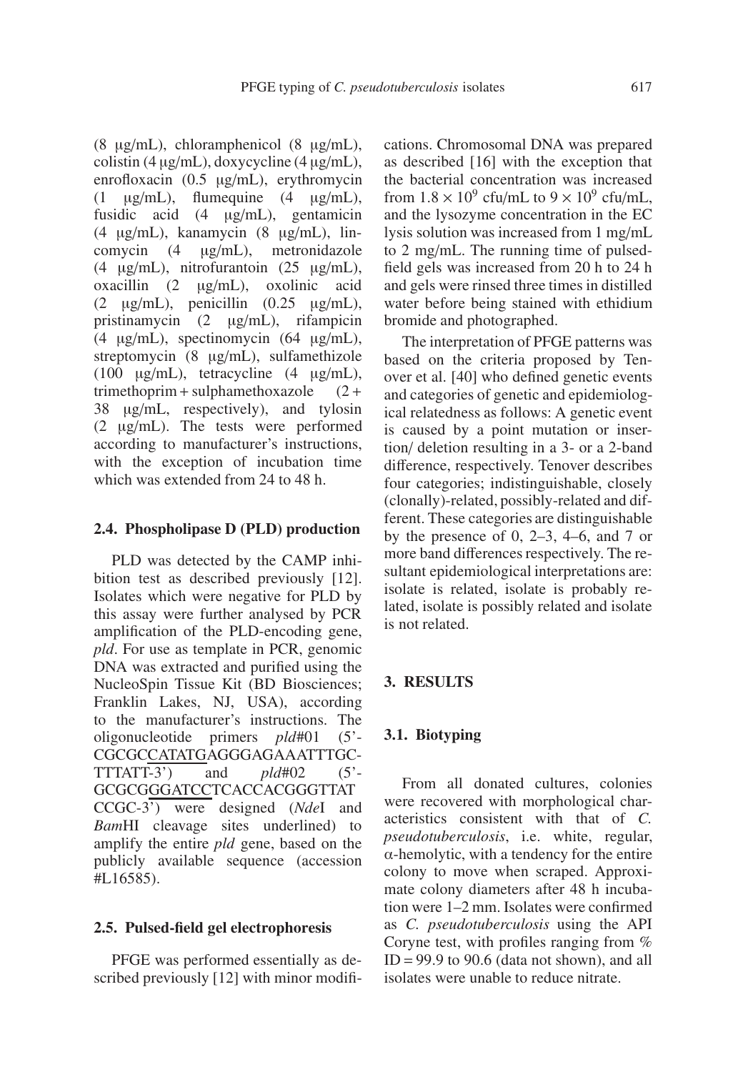(8 μg/mL), chloramphenicol (8 μg/mL), colistin (4 μg/mL), doxycycline (4 μg/mL), enrofloxacin (0.5 μg/mL), erythromycin (1 μg/mL), flumequine (4 μg/mL), fusidic acid (4 μg/mL), gentamicin (4 μg/mL), kanamycin (8 μg/mL), lincomycin (4 μg/mL), metronidazole (4 μg/mL), nitrofurantoin (25 μg/mL), oxacillin (2 μg/mL), oxolinic acid (2 μg/mL), penicillin (0.25 μg/mL), pristinamycin (2 μg/mL), rifampicin (4 μg/mL), spectinomycin (64 μg/mL), streptomycin (8 μg/mL), sulfamethizole (100 μg/mL), tetracycline (4 μg/mL), trimethoprim + sulphamethoxazole (2 + 38 μg/mL, respectively), and tylosin (2 μg/mL). The tests were performed according to manufacturer's instructions, with the exception of incubation time which was extended from 24 to 48 h.

### 2.4. Phospholipase D (PLD) production

PLD was detected by the CAMP inhibition test as described previously [12]. Isolates which were negative for PLD by this assay were further analysed by PCR amplification of the PLD-encoding gene, *pld*. For use as template in PCR, genomic DNA was extracted and purified using the NucleoSpin Tissue Kit (BD Biosciences; Franklin Lakes, NJ, USA), according to the manufacturer's instructions. The oligonucleotide primers *pld*#01 (5'-CGCGCCATATGAGGGAGAAATTTGC-TTTATT-3') and *pld*#02 (5'-GCGCGGGATCCTCACCACGGGTTAT CCGC-3') were designed (*Nde*I and *Bam*HI cleavage sites underlined) to amplify the entire *pld* gene, based on the publicly available sequence (accession #L16585).

### 2.5. Pulsed-field gel electrophoresis

PFGE was performed essentially as described previously [12] with minor modifications. Chromosomal DNA was prepared as described [16] with the exception that the bacterial concentration was increased from $1.8 \times 10^9$ cfu/mL to $9 \times 10^9$ cfu/mL, and the lysozyme concentration in the EC lysis solution was increased from 1 mg/mL to 2 mg/mL. The running time of pulsed-field gels was increased from 20 h to 24 h and gels were rinsed three times in distilled water before being stained with ethidium bromide and photographed.

The interpretation of PFGE patterns was based on the criteria proposed by Tenover et al. [40] who defined genetic events and categories of genetic and epidemiological relatedness as follows: A genetic event is caused by a point mutation or insertion/ deletion resulting in a 3- or a 2-band difference, respectively. Tenover describes four categories; indistinguishable, closely (clonally)-related, possibly-related and different. These categories are distinguishable by the presence of 0, 2–3, 4–6, and 7 or more band differences respectively. The resultant epidemiological interpretations are: isolate is related, isolate is probably related, isolate is possibly related and isolate is not related.

## 3. RESULTS

### 3.1. Biotyping

From all donated cultures, colonies were recovered with morphological characteristics consistent with that of *C. pseudotuberculosis*, i.e. white, regular, α-hemolytic, with a tendency for the entire colony to move when scraped. Approximate colony diameters after 48 h incubation were 1–2 mm. Isolates were confirmed as *C. pseudotuberculosis* using the API Coryne test, with profiles ranging from % ID = 99.9 to 90.6 (data not shown), and all isolates were unable to reduce nitrate.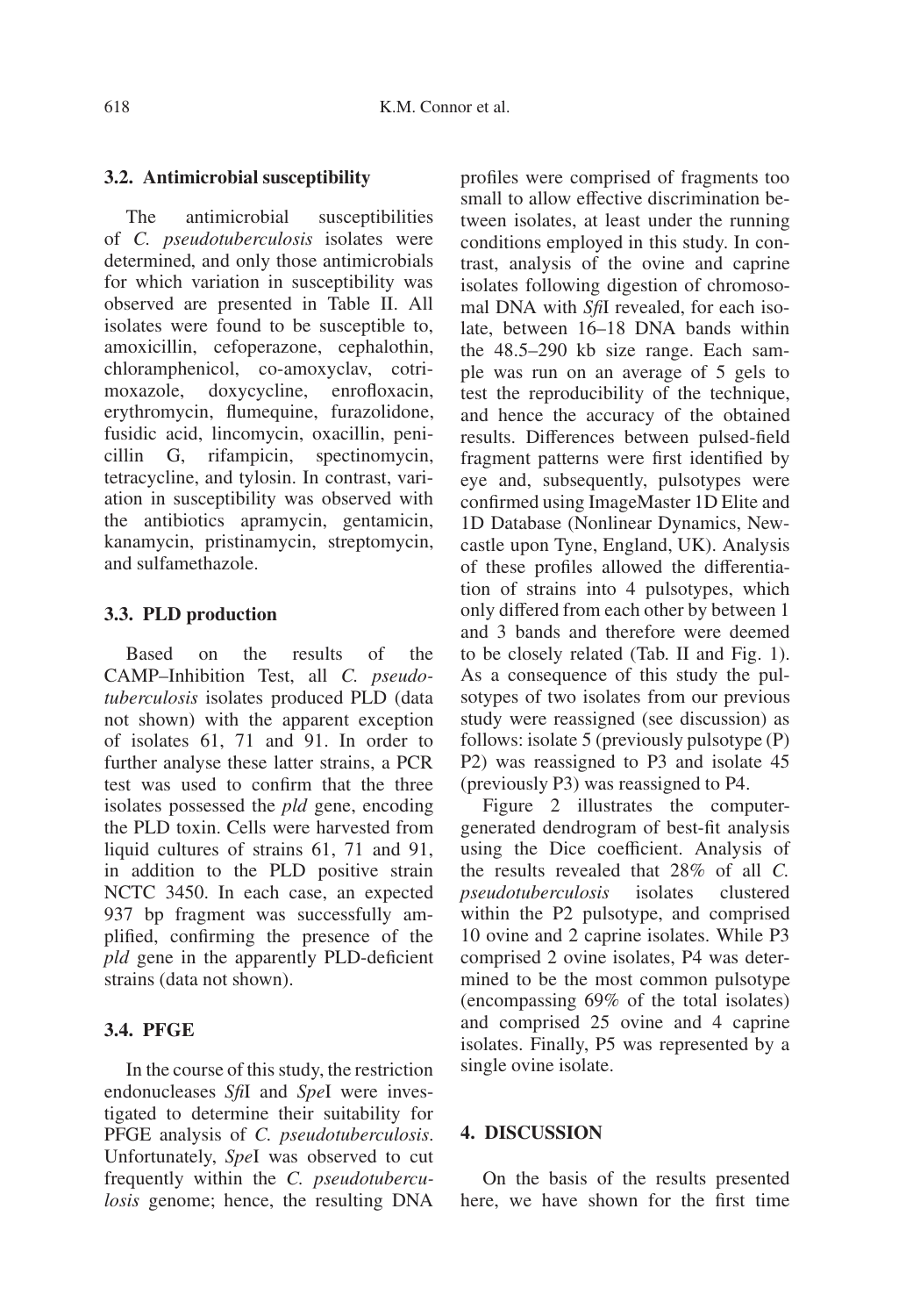### 3.2. Antimicrobial susceptibility

The antimicrobial susceptibilities of *C. pseudotuberculosis* isolates were determined, and only those antimicrobials for which variation in susceptibility was observed are presented in Table II. All isolates were found to be susceptible to, amoxicillin, cefoperazone, cephalothin, chloramphenicol, co-amoxyclav, cotrimoxazole, doxycycline, enrofloxacin, erythromycin, flumequine, furazolidone, fusidic acid, lincomycin, oxacillin, penicillin G, rifampicin, spectinomycin, tetracycline, and tylosin. In contrast, variation in susceptibility was observed with the antibiotics apramycin, gentamicin, kanamycin, pristinamycin, streptomycin, and sulfamethazole.

### 3.3. PLD production

Based on the results of the CAMP–Inhibition Test, all *C. pseudotuberculosis* isolates produced PLD (data not shown) with the apparent exception of isolates 61, 71 and 91. In order to further analyse these latter strains, a PCR test was used to confirm that the three isolates possessed the *pld* gene, encoding the PLD toxin. Cells were harvested from liquid cultures of strains 61, 71 and 91, in addition to the PLD positive strain NCTC 3450. In each case, an expected 937 bp fragment was successfully amplified, confirming the presence of the *pld* gene in the apparently PLD-deficient strains (data not shown).

### 3.4. PFGE

In the course of this study, the restriction endonucleases *Sfi*I and *Spe*I were investigated to determine their suitability for PFGE analysis of *C. pseudotuberculosis*. Unfortunately, *Spe*I was observed to cut frequently within the *C. pseudotuberculosis* genome; hence, the resulting DNA profiles were comprised of fragments too small to allow effective discrimination between isolates, at least under the running conditions employed in this study. In contrast, analysis of the ovine and caprine isolates following digestion of chromosomal DNA with *Sfi*I revealed, for each isolate, between 16–18 DNA bands within the 48.5–290 kb size range. Each sample was run on an average of 5 gels to test the reproducibility of the technique, and hence the accuracy of the obtained results. Differences between pulsed-field fragment patterns were first identified by eye and, subsequently, pulsotypes were confirmed using ImageMaster 1D Elite and 1D Database (Nonlinear Dynamics, Newcastle upon Tyne, England, UK). Analysis of these profiles allowed the differentiation of strains into 4 pulsotypes, which only differed from each other by between 1 and 3 bands and therefore were deemed to be closely related (Tab. II and Fig. 1). As a consequence of this study the pulsotypes of two isolates from our previous study were reassigned (see discussion) as follows: isolate 5 (previously pulsotype (P) P2) was reassigned to P3 and isolate 45 (previously P3) was reassigned to P4.

Figure 2 illustrates the computer-generated dendrogram of best-fit analysis using the Dice coefficient. Analysis of the results revealed that 28% of all *C. pseudotuberculosis* isolates clustered within the P2 pulsotype, and comprised 10 ovine and 2 caprine isolates. While P3 comprised 2 ovine isolates, P4 was determined to be the most common pulsotype (encompassing 69% of the total isolates) and comprised 25 ovine and 4 caprine isolates. Finally, P5 was represented by a single ovine isolate.

## 4. DISCUSSION

On the basis of the results presented here, we have shown for the first time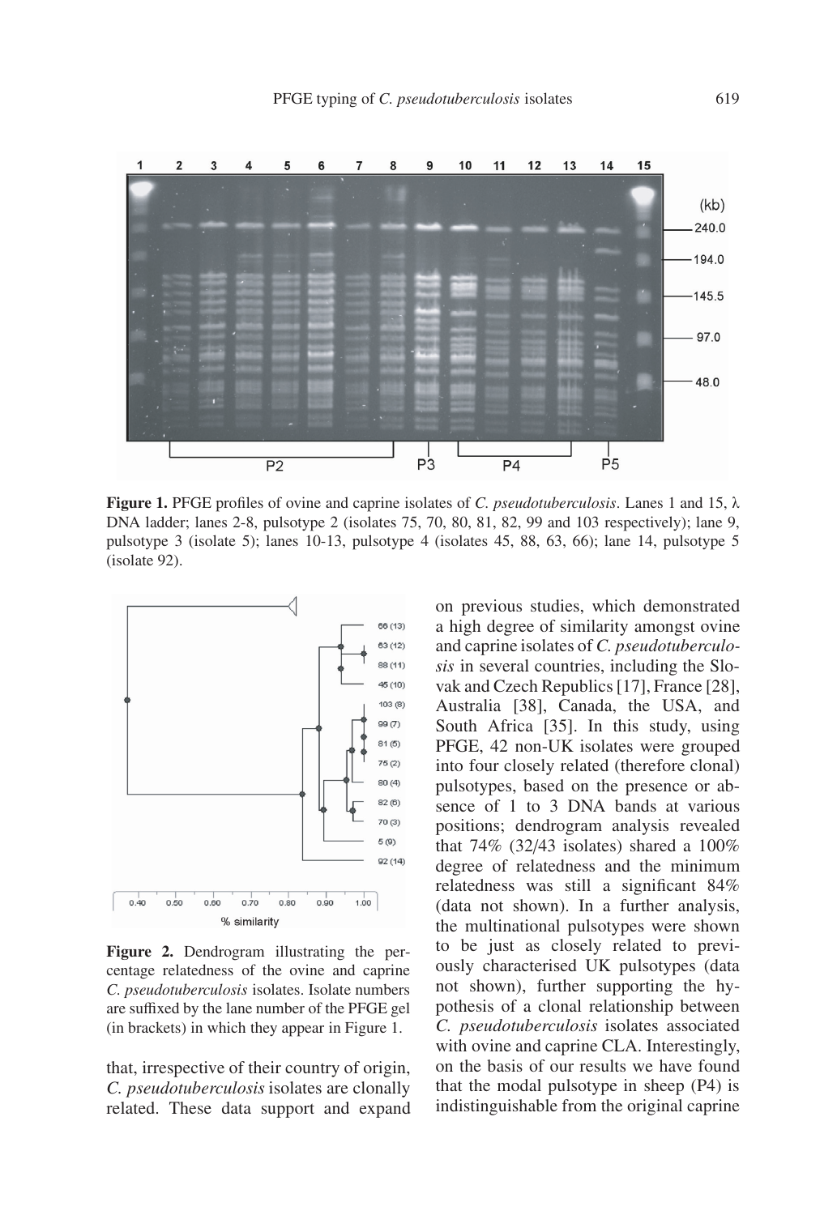Figure 1. PFGE profiles of ovine and caprine isolates of *C. pseudotuberculosis*. Lanes 1 and 15, λ DNA ladder; lanes 2-8, pulsotype 2 (isolates 75, 70, 80, 81, 82, 99 and 103 respectively); lane 9, pulsotype 3 (isolate 5); lanes 10-13, pulsotype 4 (isolates 45, 88, 63, 66); lane 14, pulsotype 5 (isolate 92).

**Figure 2.** Dendrogram illustrating the percentage relatedness of the ovine and caprine *C. pseudotuberculosis* isolates. Isolate numbers are suffixed by the lane number of the PFGE gel (in brackets) in which they appear in Figure 1.

that, irrespective of their country of origin, *C. pseudotuberculosis* isolates are clonally related. These data support and expand on previous studies, which demonstrated a high degree of similarity amongst ovine and caprine isolates of *C. pseudotuberculosis* in several countries, including the Slovak and Czech Republics [17], France [28], Australia [38], Canada, the USA, and South Africa [35]. In this study, using PFGE, 42 non-UK isolates were grouped into four closely related (therefore clonal) pulsotypes, based on the presence or absence of 1 to 3 DNA bands at various positions; dendrogram analysis revealed that 74% (32/43 isolates) shared a 100% degree of relatedness and the minimum relatedness was still a significant 84% (data not shown). In a further analysis, the multinational pulsotypes were shown to be just as closely related to previously characterised UK pulsotypes (data not shown), further supporting the hypothesis of a clonal relationship between *C. pseudotuberculosis* isolates associated with ovine and caprine CLA. Interestingly, on the basis of our results we have found that the modal pulsotype in sheep (P4) is indistinguishable from the original caprine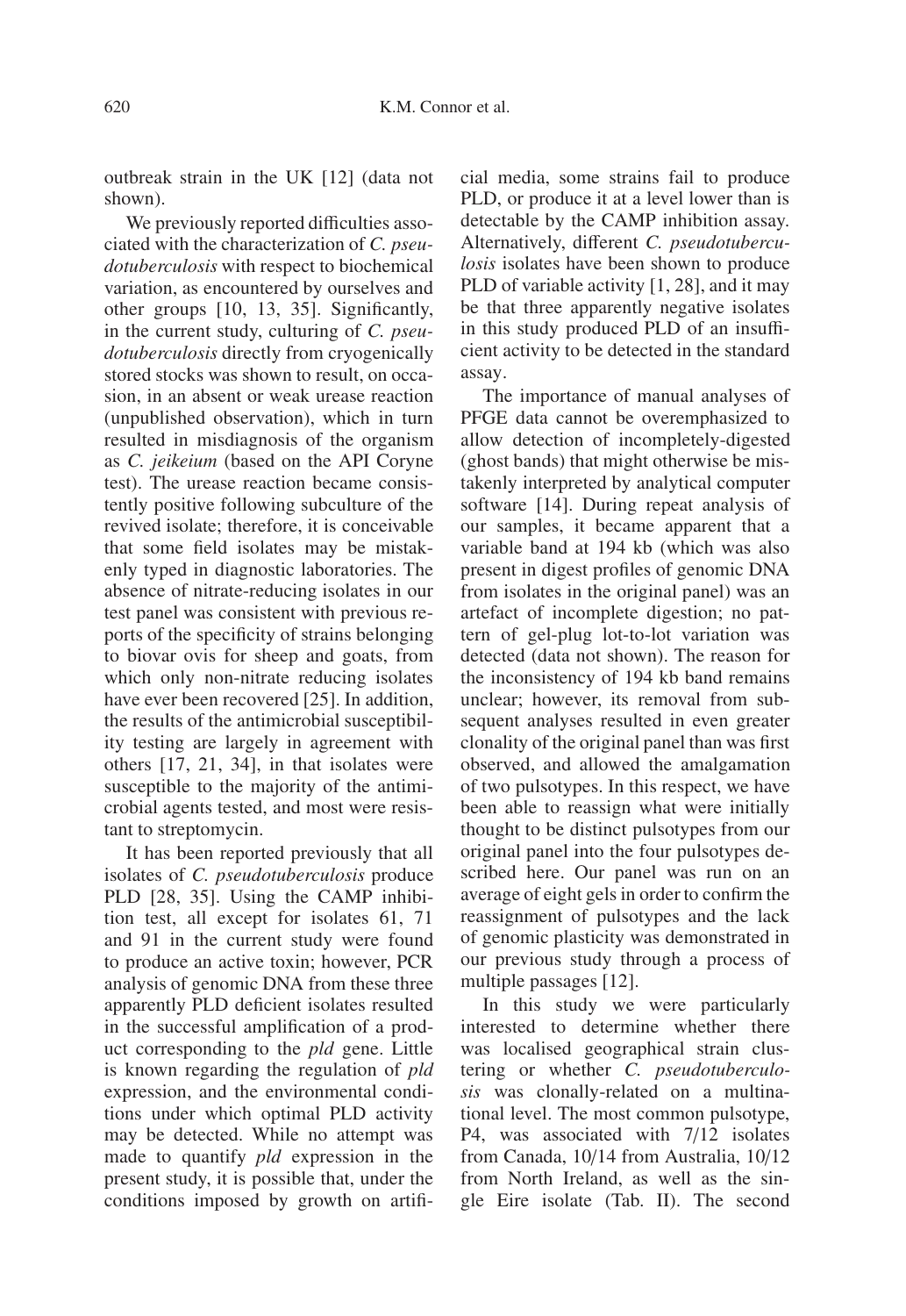outbreak strain in the UK [12] (data not shown).

We previously reported difficulties associated with the characterization of *C. pseudotuberculosis* with respect to biochemical variation, as encountered by ourselves and other groups [10, 13, 35]. Significantly, in the current study, culturing of *C. pseudotuberculosis* directly from cryogenically stored stocks was shown to result, on occasion, in an absent or weak urease reaction (unpublished observation), which in turn resulted in misdiagnosis of the organism as *C. jeikeium* (based on the API Coryne test). The urease reaction became consistently positive following subculture of the revived isolate; therefore, it is conceivable that some field isolates may be mistakenly typed in diagnostic laboratories. The absence of nitrate-reducing isolates in our test panel was consistent with previous reports of the specificity of strains belonging to biovar ovis for sheep and goats, from which only non-nitrate reducing isolates have ever been recovered [25]. In addition, the results of the antimicrobial susceptibility testing are largely in agreement with others [17, 21, 34], in that isolates were susceptible to the majority of the antimicrobial agents tested, and most were resistant to streptomycin.

It has been reported previously that all isolates of *C. pseudotuberculosis* produce PLD [28, 35]. Using the CAMP inhibition test, all except for isolates 61, 71 and 91 in the current study were found to produce an active toxin; however, PCR analysis of genomic DNA from these three apparently PLD deficient isolates resulted in the successful amplification of a product corresponding to the *pld* gene. Little is known regarding the regulation of *pld* expression, and the environmental conditions under which optimal PLD activity may be detected. While no attempt was made to quantify *pld* expression in the present study, it is possible that, under the conditions imposed by growth on artificial media, some strains fail to produce PLD, or produce it at a level lower than is detectable by the CAMP inhibition assay. Alternatively, different *C. pseudotuberculosis* isolates have been shown to produce PLD of variable activity [1, 28], and it may be that three apparently negative isolates in this study produced PLD of an insufficient activity to be detected in the standard assay.

The importance of manual analyses of PFGE data cannot be overemphasized to allow detection of incompletely-digested (ghost bands) that might otherwise be mistakenly interpreted by analytical computer software [14]. During repeat analysis of our samples, it became apparent that a variable band at 194 kb (which was also present in digest profiles of genomic DNA from isolates in the original panel) was an artefact of incomplete digestion; no pattern of gel-plug lot-to-lot variation was detected (data not shown). The reason for the inconsistency of 194 kb band remains unclear; however, its removal from subsequent analyses resulted in even greater clonality of the original panel than was first observed, and allowed the amalgamation of two pulsotypes. In this respect, we have been able to reassign what were initially thought to be distinct pulsotypes from our original panel into the four pulsotypes described here. Our panel was run on an average of eight gels in order to confirm the reassignment of pulsotypes and the lack of genomic plasticity was demonstrated in our previous study through a process of multiple passages [12].

In this study we were particularly interested to determine whether there was localised geographical strain clustering or whether *C. pseudotuberculosis* was clonally-related on a multinational level. The most common pulsotype, P4, was associated with 7/12 isolates from Canada, 10/14 from Australia, 10/12 from North Ireland, as well as the single Eire isolate (Tab. II). The second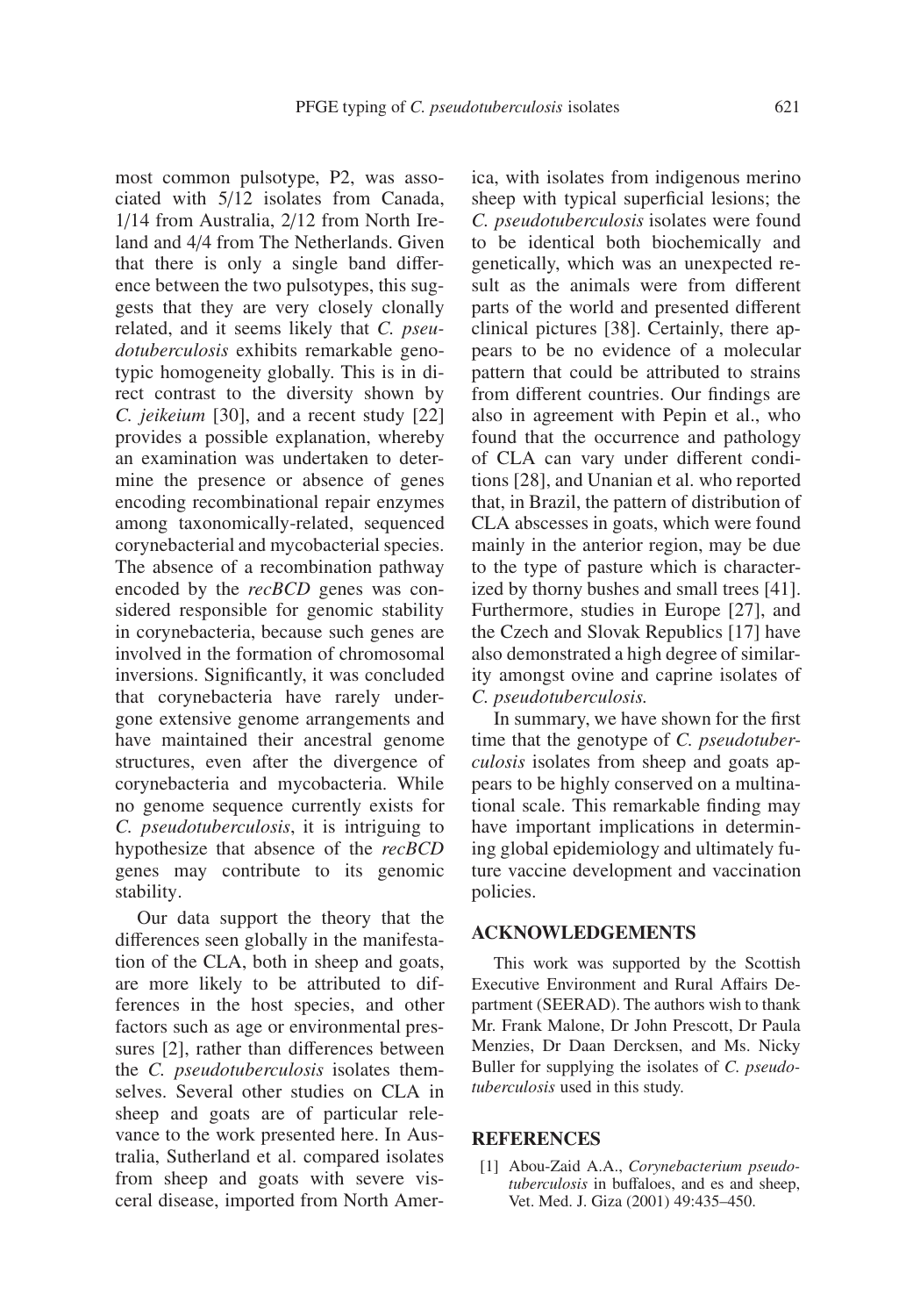most common pulsotype, P2, was associated with 5/12 isolates from Canada, 1/14 from Australia, 2/12 from North Ireland and 4/4 from The Netherlands. Given that there is only a single band difference between the two pulsotypes, this suggests that they are very closely clonally related, and it seems likely that *C. pseudotuberculosis* exhibits remarkable genotypic homogeneity globally. This is in direct contrast to the diversity shown by *C. jeikeium* [30], and a recent study [22] provides a possible explanation, whereby an examination was undertaken to determine the presence or absence of genes encoding recombinational repair enzymes among taxonomically-related, sequenced corynebacterial and mycobacterial species. The absence of a recombination pathway encoded by the *recBCD* genes was considered responsible for genomic stability in corynebacteria, because such genes are involved in the formation of chromosomal inversions. Significantly, it was concluded that corynebacteria have rarely undergone extensive genome arrangements and have maintained their ancestral genome structures, even after the divergence of corynebacteria and mycobacteria. While no genome sequence currently exists for *C. pseudotuberculosis*, it is intriguing to hypothesize that absence of the *recBCD* genes may contribute to its genomic stability.

Our data support the theory that the differences seen globally in the manifestation of the CLA, both in sheep and goats, are more likely to be attributed to differences in the host species, and other factors such as age or environmental pressures [2], rather than differences between the *C. pseudotuberculosis* isolates themselves. Several other studies on CLA in sheep and goats are of particular relevance to the work presented here. In Australia, Sutherland et al. compared isolates from sheep and goats with severe visceral disease, imported from North America, with isolates from indigenous merino sheep with typical superficial lesions; the *C. pseudotuberculosis* isolates were found to be identical both biochemically and genetically, which was an unexpected result as the animals were from different parts of the world and presented different clinical pictures [38]. Certainly, there appears to be no evidence of a molecular pattern that could be attributed to strains from different countries. Our findings are also in agreement with Pepin et al., who found that the occurrence and pathology of CLA can vary under different conditions [28], and Unanian et al. who reported that, in Brazil, the pattern of distribution of CLA abscesses in goats, which were found mainly in the anterior region, may be due to the type of pasture which is characterized by thorny bushes and small trees [41]. Furthermore, studies in Europe [27], and the Czech and Slovak Republics [17] have also demonstrated a high degree of similarity amongst ovine and caprine isolates of *C. pseudotuberculosis.*

In summary, we have shown for the first time that the genotype of *C. pseudotuberculosis* isolates from sheep and goats appears to be highly conserved on a multinational scale. This remarkable finding may have important implications in determining global epidemiology and ultimately future vaccine development and vaccination policies.

## ACKNOWLEDGEMENTS

This work was supported by the Scottish Executive Environment and Rural Affairs Department (SEERAD). The authors wish to thank Mr. Frank Malone, Dr John Prescott, Dr Paula Menzies, Dr Daan Dercksen, and Ms. Nicky Buller for supplying the isolates of *C. pseudotuberculosis* used in this study.

## REFERENCES

[1] Abou-Zaid A.A., *Corynebacterium pseudotuberculosis* in buffaloes, and es and sheep, Vet. Med. J. Giza (2001) 49:435–450.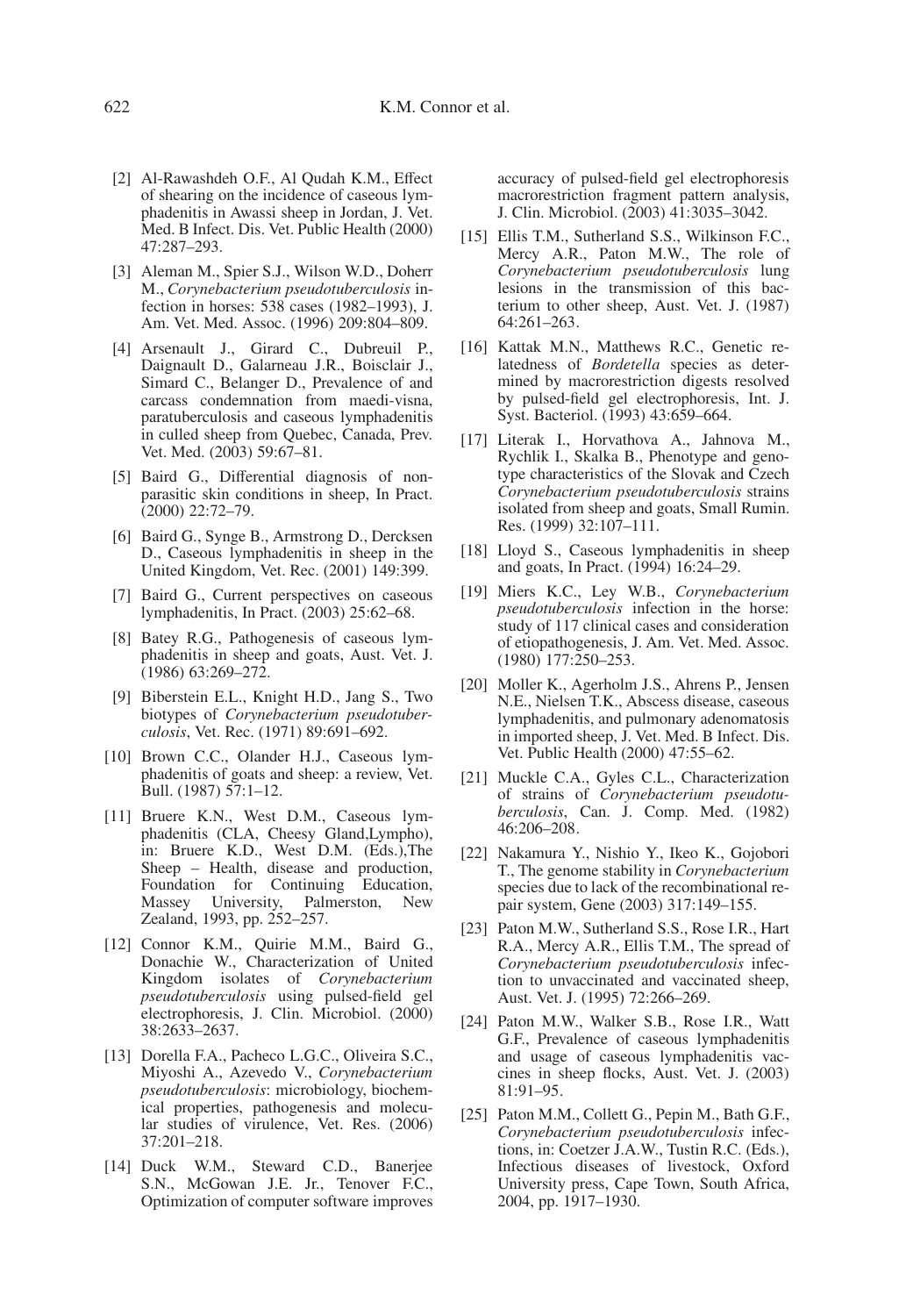[2] Al-Rawashdeh O.F., Al Qudah K.M., Effect of shearing on the incidence of caseous lymphadenitis in Awassi sheep in Jordan, J. Vet. Med. B Infect. Dis. Vet. Public Health (2000) 47:287–293.

[3] Aleman M., Spier S.J., Wilson W.D., Doherr M., *Corynebacterium pseudotuberculosis* infection in horses: 538 cases (1982–1993), J. Am. Vet. Med. Assoc. (1996) 209:804–809.

[4] Arsenault J., Girard C., Dubreuil P., Daignault D., Galarneau J.R., Boisclair J., Simard C., Belanger D., Prevalence of and carcass condemnation from maedi-visna, paratuberculosis and caseous lymphadenitis in culled sheep from Quebec, Canada, Prev. Vet. Med. (2003) 59:67–81.

[5] Baird G., Differential diagnosis of non-parasitic skin conditions in sheep, In Pract. (2000) 22:72–79.

[6] Baird G., Synge B., Armstrong D., Dercksen D., Caseous lymphadenitis in sheep in the United Kingdom, Vet. Rec. (2001) 149:399.

[7] Baird G., Current perspectives on caseous lymphadenitis, In Pract. (2003) 25:62–68.

[8] Batey R.G., Pathogenesis of caseous lymphadenitis in sheep and goats, Aust. Vet. J. (1986) 63:269–272.

[9] Biberstein E.L., Knight H.D., Jang S., Two biotypes of *Corynebacterium pseudotuberculosis*, Vet. Rec. (1971) 89:691–692.

[10] Brown C.C., Olander H.J., Caseous lymphadenitis of goats and sheep: a review, Vet. Bull. (1987) 57:1–12.

[11] Bruere K.N., West D.M., Caseous lymphadenitis (CLA, Cheesy Gland,Lympho), in: Bruere K.D., West D.M. (Eds.),The Sheep – Health, disease and production, Foundation for Continuing Education, Massey University, Palmerston, New Zealand, 1993, pp. 252–257.

[12] Connor K.M., Quirie M.M., Baird G., Donachie W., Characterization of United Kingdom isolates of *Corynebacterium pseudotuberculosis* using pulsed-field gel electrophoresis, J. Clin. Microbiol. (2000) 38:2633–2637.

[13] Dorella F.A., Pacheco L.G.C., Oliveira S.C., Miyoshi A., Azevedo V., *Corynebacterium pseudotuberculosis*: microbiology, biochemical properties, pathogenesis and molecular studies of virulence, Vet. Res. (2006) 37:201–218.

[14] Duck W.M., Steward C.D., Banerjee S.N., McGowan J.E. Jr., Tenover F.C., Optimization of computer software improves accuracy of pulsed-field gel electrophoresis macrorestriction fragment pattern analysis, J. Clin. Microbiol. (2003) 41:3035–3042.

[15] Ellis T.M., Sutherland S.S., Wilkinson F.C., Mercy A.R., Paton M.W., The role of *Corynebacterium pseudotuberculosis* lung lesions in the transmission of this bacterium to other sheep, Aust. Vet. J. (1987) 64:261–263.

[16] Kattak M.N., Matthews R.C., Genetic relatedness of *Bordetella* species as determined by macrorestriction digests resolved by pulsed-field gel electrophoresis, Int. J. Syst. Bacteriol. (1993) 43:659–664.

[17] Literak I., Horvathova A., Jahnova M., Rychlik I., Skalka B., Phenotype and genotype characteristics of the Slovak and Czech *Corynebacterium pseudotuberculosis* strains isolated from sheep and goats, Small Rumin. Res. (1999) 32:107–111.

[18] Lloyd S., Caseous lymphadenitis in sheep and goats, In Pract. (1994) 16:24–29.

[19] Miers K.C., Ley W.B., *Corynebacterium pseudotuberculosis* infection in the horse: study of 117 clinical cases and consideration of etiopathogenesis, J. Am. Vet. Med. Assoc. (1980) 177:250–253.

[20] Moller K., Agerholm J.S., Ahrens P., Jensen N.E., Nielsen T.K., Abscess disease, caseous lymphadenitis, and pulmonary adenomatosis in imported sheep, J. Vet. Med. B Infect. Dis. Vet. Public Health (2000) 47:55–62.

[21] Muckle C.A., Gyles C.L., Characterization of strains of *Corynebacterium pseudotuberculosis*, Can. J. Comp. Med. (1982) 46:206–208.

[22] Nakamura Y., Nishio Y., Ikeo K., Gojobori T., The genome stability in *Corynebacterium* species due to lack of the recombinational repair system, Gene (2003) 317:149–155.

[23] Paton M.W., Sutherland S.S., Rose I.R., Hart R.A., Mercy A.R., Ellis T.M., The spread of *Corynebacterium pseudotuberculosis* infection to unvaccinated and vaccinated sheep, Aust. Vet. J. (1995) 72:266–269.

[24] Paton M.W., Walker S.B., Rose I.R., Watt G.F., Prevalence of caseous lymphadenitis and usage of caseous lymphadenitis vaccines in sheep flocks, Aust. Vet. J. (2003) 81:91–95.

[25] Paton M.M., Collett G., Pepin M., Bath G.F., *Corynebacterium pseudotuberculosis* infections, in: Coetzer J.A.W., Tustin R.C. (Eds.), Infectious diseases of livestock, Oxford University press, Cape Town, South Africa, 2004, pp. 1917–1930.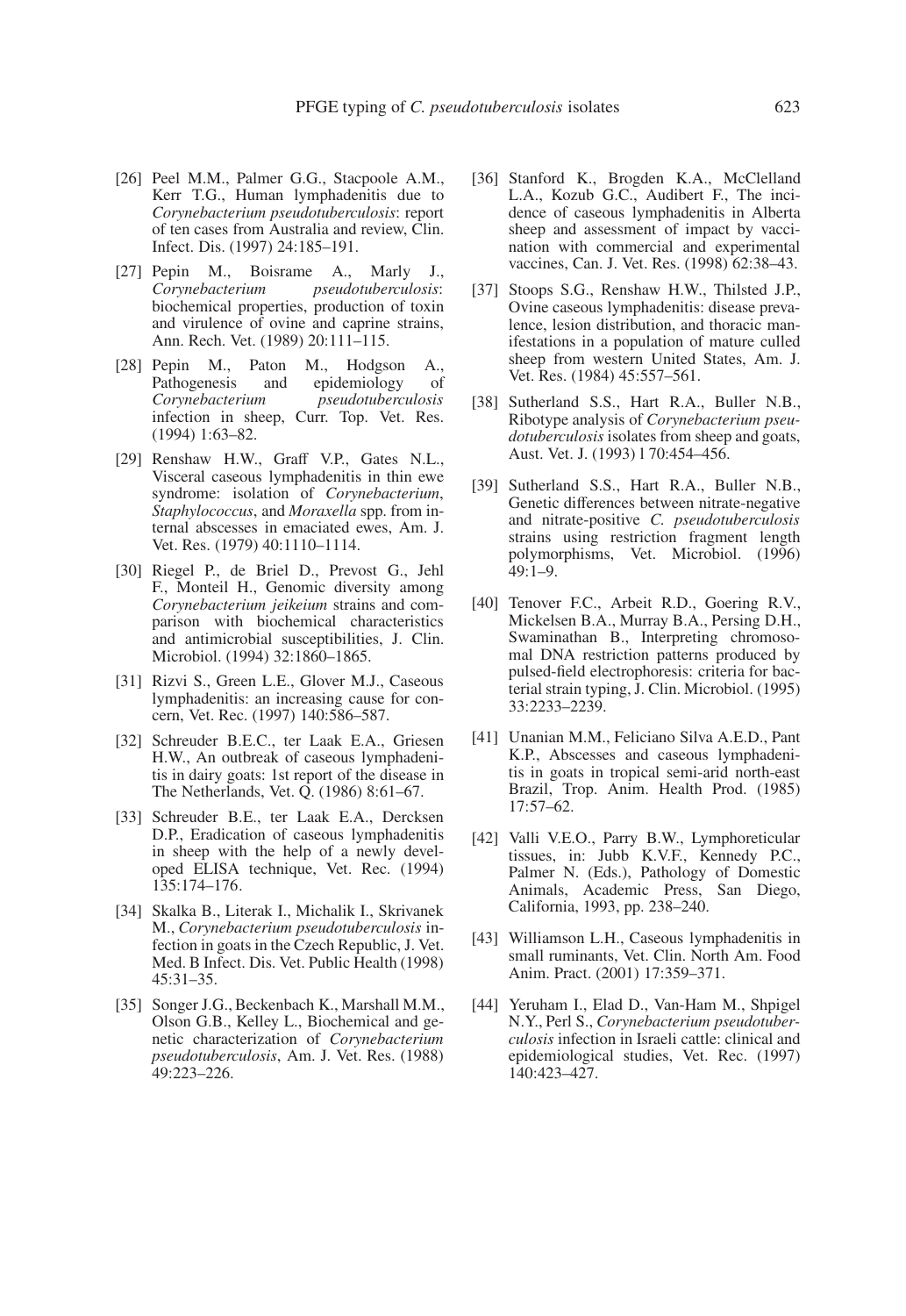[26] Peel M.M., Palmer G.G., Stacpoole A.M., Kerr T.G., Human lymphadenitis due to *Corynebacterium pseudotuberculosis*: report of ten cases from Australia and review, Clin. Infect. Dis. (1997) 24:185–191.

[27] Pepin M., Boisrame A., Marly J., *Corynebacterium pseudotuberculosis*: biochemical properties, production of toxin and virulence of ovine and caprine strains, Ann. Rech. Vet. (1989) 20:111–115.

[28] Pepin M., Paton M., Hodgson A., Pathogenesis and epidemiology of *Corynebacterium pseudotuberculosis* infection in sheep, Curr. Top. Vet. Res. (1994) 1:63–82.

[29] Renshaw H.W., Graff V.P., Gates N.L., Visceral caseous lymphadenitis in thin ewe syndrome: isolation of *Corynebacterium*, *Staphylococcus*, and *Moraxella* spp. from internal abscesses in emaciated ewes, Am. J. Vet. Res. (1979) 40:1110–1114.

[30] Riegel P., de Briel D., Prevost G., Jehl F., Monteil H., Genomic diversity among *Corynebacterium jeikeium* strains and comparison with biochemical characteristics and antimicrobial susceptibilities, J. Clin. Microbiol. (1994) 32:1860–1865.

[31] Rizvi S., Green L.E., Glover M.J., Caseous lymphadenitis: an increasing cause for concern, Vet. Rec. (1997) 140:586–587.

[32] Schreuder B.E.C., ter Laak E.A., Griesen H.W., An outbreak of caseous lymphadenitis in dairy goats: 1st report of the disease in The Netherlands, Vet. Q. (1986) 8:61–67.

[33] Schreuder B.E., ter Laak E.A., Dercksen D.P., Eradication of caseous lymphadenitis in sheep with the help of a newly developed ELISA technique, Vet. Rec. (1994) 135:174–176.

[34] Skalka B., Literak I., Michalik I., Skrivanek M., *Corynebacterium pseudotuberculosis* infection in goats in the Czech Republic, J. Vet. Med. B Infect. Dis. Vet. Public Health (1998) 45:31–35.

[35] Songer J.G., Beckenbach K., Marshall M.M., Olson G.B., Kelley L., Biochemical and genetic characterization of *Corynebacterium pseudotuberculosis*, Am. J. Vet. Res. (1988) 49:223–226.

[36] Stanford K., Brogden K.A., McClelland L.A., Kozub G.C., Audibert F., The incidence of caseous lymphadenitis in Alberta sheep and assessment of impact by vaccination with commercial and experimental vaccines, Can. J. Vet. Res. (1998) 62:38–43.

[37] Stoops S.G., Renshaw H.W., Thilsted J.P., Ovine caseous lymphadenitis: disease prevalence, lesion distribution, and thoracic manifestations in a population of mature culled sheep from western United States, Am. J. Vet. Res. (1984) 45:557–561.

[38] Sutherland S.S., Hart R.A., Buller N.B., Ribotype analysis of *Corynebacterium pseudotuberculosis* isolates from sheep and goats, Aust. Vet. J. (1993) l 70:454–456.

[39] Sutherland S.S., Hart R.A., Buller N.B., Genetic differences between nitrate-negative and nitrate-positive *C. pseudotuberculosis* strains using restriction fragment length polymorphisms, Vet. Microbiol. (1996) 49:1–9.

[40] Tenover F.C., Arbeit R.D., Goering R.V., Mickelsen B.A., Murray B.A., Persing D.H., Swaminathan B., Interpreting chromosomal DNA restriction patterns produced by pulsed-field electrophoresis: criteria for bacterial strain typing, J. Clin. Microbiol. (1995) 33:2233–2239.

[41] Unanian M.M., Feliciano Silva A.E.D., Pant K.P., Abscesses and caseous lymphadenitis in goats in tropical semi-arid north-east Brazil, Trop. Anim. Health Prod. (1985) 17:57–62.

[42] Valli V.E.O., Parry B.W., Lymphoreticular tissues, in: Jubb K.V.F., Kennedy P.C., Palmer N. (Eds.), Pathology of Domestic Animals, Academic Press, San Diego, California, 1993, pp. 238–240.

[43] Williamson L.H., Caseous lymphadenitis in small ruminants, Vet. Clin. North Am. Food Anim. Pract. (2001) 17:359–371.

[44] Yeruham I., Elad D., Van-Ham M., Shpigel N.Y., Perl S., *Corynebacterium pseudotuberculosis* infection in Israeli cattle: clinical and epidemiological studies, Vet. Rec. (1997) 140:423–427.